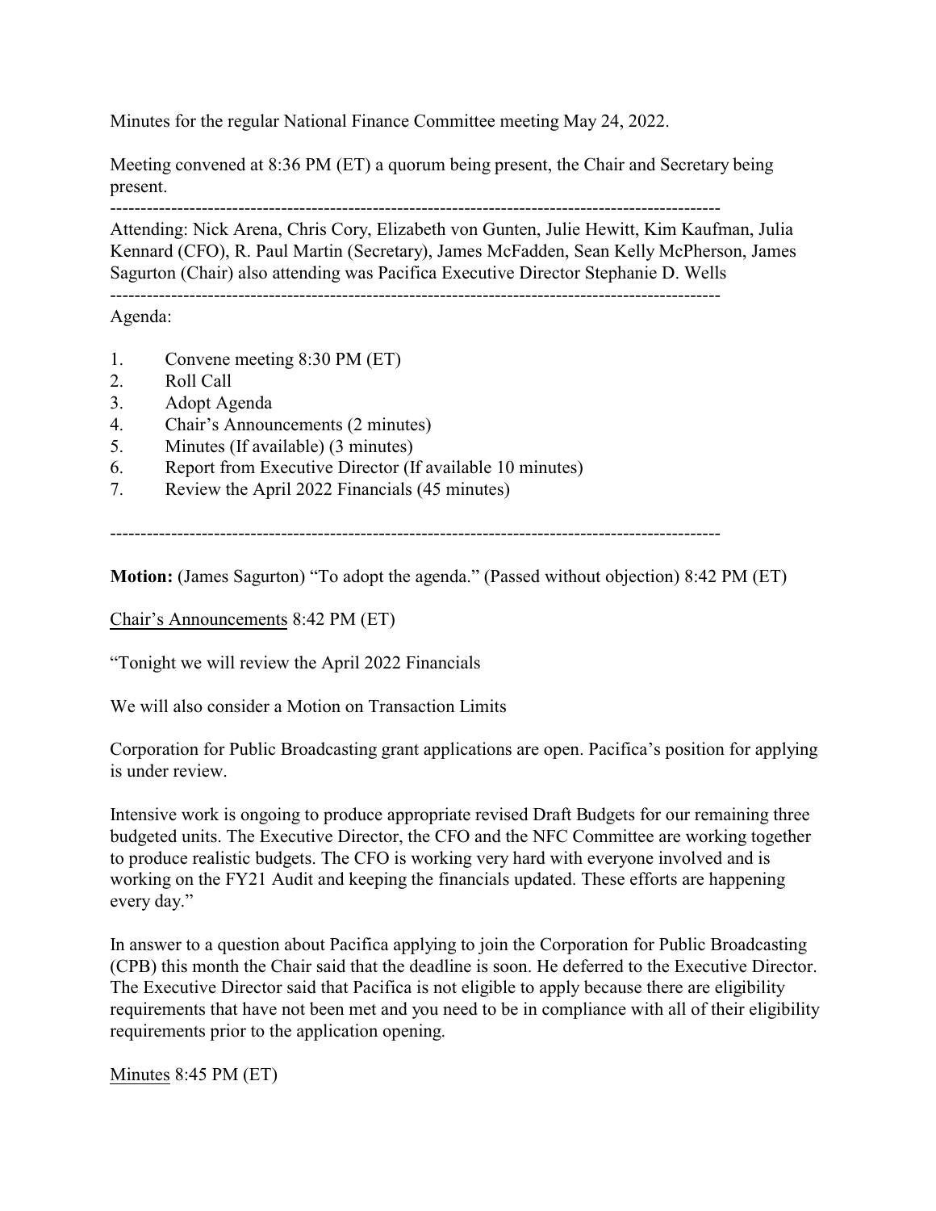Minutes for the regular National Finance Committee meeting May 24, 2022.

Meeting convened at 8:36 PM (ET) a quorum being present, the Chair and Secretary being present.

---

Attending: Nick Arena, Chris Cory, Elizabeth von Gunten, Julie Hewitt, Kim Kaufman, Julia Kennard (CFO), R. Paul Martin (Secretary), James McFadden, Sean Kelly McPherson, James Sagurton (Chair) also attending was Pacifica Executive Director Stephanie D. Wells

---

Agenda:

1. Convene meeting 8:30 PM (ET)
2. Roll Call
3. Adopt Agenda
4. Chair's Announcements (2 minutes)
5. Minutes (If available) (3 minutes)
6. Report from Executive Director (If available 10 minutes)
7. Review the April 2022 Financials (45 minutes)

---

**Motion:** (James Sagurton) "To adopt the agenda." (Passed without objection) 8:42 PM (ET)

<u>Chair's Announcements</u> 8:42 PM (ET)

"Tonight we will review the April 2022 Financials

We will also consider a Motion on Transaction Limits

Corporation for Public Broadcasting grant applications are open. Pacifica's position for applying is under review.

Intensive work is ongoing to produce appropriate revised Draft Budgets for our remaining three budgeted units. The Executive Director, the CFO and the NFC Committee are working together to produce realistic budgets. The CFO is working very hard with everyone involved and is working on the FY21 Audit and keeping the financials updated. These efforts are happening every day."

In answer to a question about Pacifica applying to join the Corporation for Public Broadcasting (CPB) this month the Chair said that the deadline is soon. He deferred to the Executive Director. The Executive Director said that Pacifica is not eligible to apply because there are eligibility requirements that have not been met and you need to be in compliance with all of their eligibility requirements prior to the application opening.

<u>Minutes</u> 8:45 PM (ET)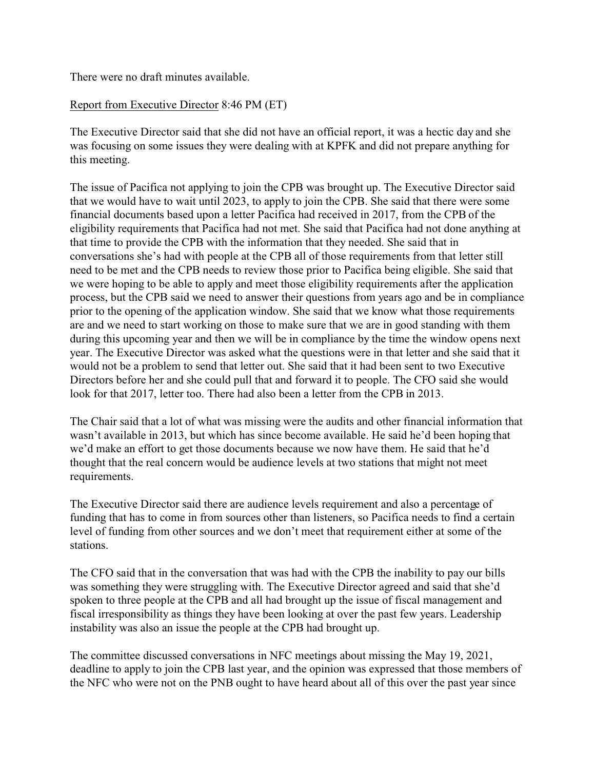There were no draft minutes available.

Report from Executive Director 8:46 PM (ET)

The Executive Director said that she did not have an official report, it was a hectic day and she was focusing on some issues they were dealing with at KPFK and did not prepare anything for this meeting.

The issue of Pacifica not applying to join the CPB was brought up. The Executive Director said that we would have to wait until 2023, to apply to join the CPB. She said that there were some financial documents based upon a letter Pacifica had received in 2017, from the CPB of the eligibility requirements that Pacifica had not met. She said that Pacifica had not done anything at that time to provide the CPB with the information that they needed. She said that in conversations she's had with people at the CPB all of those requirements from that letter still need to be met and the CPB needs to review those prior to Pacifica being eligible. She said that we were hoping to be able to apply and meet those eligibility requirements after the application process, but the CPB said we need to answer their questions from years ago and be in compliance prior to the opening of the application window. She said that we know what those requirements are and we need to start working on those to make sure that we are in good standing with them during this upcoming year and then we will be in compliance by the time the window opens next year. The Executive Director was asked what the questions were in that letter and she said that it would not be a problem to send that letter out. She said that it had been sent to two Executive Directors before her and she could pull that and forward it to people. The CFO said she would look for that 2017, letter too. There had also been a letter from the CPB in 2013.

The Chair said that a lot of what was missing were the audits and other financial information that wasn't available in 2013, but which has since become available. He said he'd been hoping that we'd make an effort to get those documents because we now have them. He said that he'd thought that the real concern would be audience levels at two stations that might not meet requirements.

The Executive Director said there are audience levels requirement and also a percentage of funding that has to come in from sources other than listeners, so Pacifica needs to find a certain level of funding from other sources and we don't meet that requirement either at some of the stations.

The CFO said that in the conversation that was had with the CPB the inability to pay our bills was something they were struggling with. The Executive Director agreed and said that she'd spoken to three people at the CPB and all had brought up the issue of fiscal management and fiscal irresponsibility as things they have been looking at over the past few years. Leadership instability was also an issue the people at the CPB had brought up.

The committee discussed conversations in NFC meetings about missing the May 19, 2021, deadline to apply to join the CPB last year, and the opinion was expressed that those members of the NFC who were not on the PNB ought to have heard about all of this over the past year since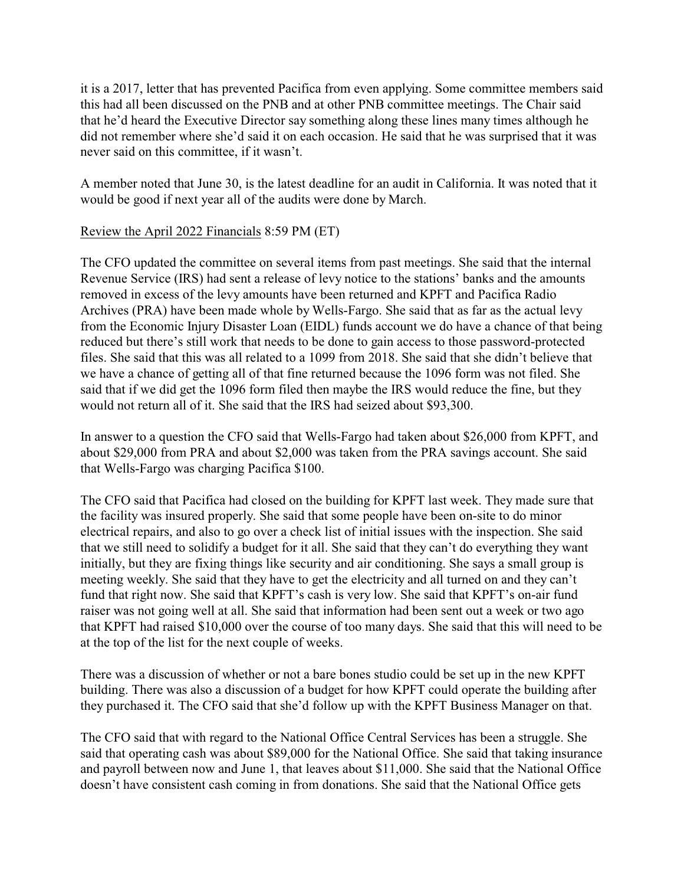it is a 2017, letter that has prevented Pacifica from even applying. Some committee members said this had all been discussed on the PNB and at other PNB committee meetings. The Chair said that he'd heard the Executive Director say something along these lines many times although he did not remember where she'd said it on each occasion. He said that he was surprised that it was never said on this committee, if it wasn't.

A member noted that June 30, is the latest deadline for an audit in California. It was noted that it would be good if next year all of the audits were done by March.

<u>Review the April 2022 Financials</u> 8:59 PM (ET)

The CFO updated the committee on several items from past meetings. She said that the internal Revenue Service (IRS) had sent a release of levy notice to the stations' banks and the amounts removed in excess of the levy amounts have been returned and KPFT and Pacifica Radio Archives (PRA) have been made whole by Wells-Fargo. She said that as far as the actual levy from the Economic Injury Disaster Loan (EIDL) funds account we do have a chance of that being reduced but there's still work that needs to be done to gain access to those password-protected files. She said that this was all related to a 1099 from 2018. She said that she didn't believe that we have a chance of getting all of that fine returned because the 1096 form was not filed. She said that if we did get the 1096 form filed then maybe the IRS would reduce the fine, but they would not return all of it. She said that the IRS had seized about $93,300.

In answer to a question the CFO said that Wells-Fargo had taken about $26,000 from KPFT, and about $29,000 from PRA and about $2,000 was taken from the PRA savings account. She said that Wells-Fargo was charging Pacifica $100.

The CFO said that Pacifica had closed on the building for KPFT last week. They made sure that the facility was insured properly. She said that some people have been on-site to do minor electrical repairs, and also to go over a check list of initial issues with the inspection. She said that we still need to solidify a budget for it all. She said that they can't do everything they want initially, but they are fixing things like security and air conditioning. She says a small group is meeting weekly. She said that they have to get the electricity and all turned on and they can't fund that right now. She said that KPFT's cash is very low. She said that KPFT's on-air fund raiser was not going well at all. She said that information had been sent out a week or two ago that KPFT had raised $10,000 over the course of too many days. She said that this will need to be at the top of the list for the next couple of weeks.

There was a discussion of whether or not a bare bones studio could be set up in the new KPFT building. There was also a discussion of a budget for how KPFT could operate the building after they purchased it. The CFO said that she'd follow up with the KPFT Business Manager on that.

The CFO said that with regard to the National Office Central Services has been a struggle. She said that operating cash was about $89,000 for the National Office. She said that taking insurance and payroll between now and June 1, that leaves about $11,000. She said that the National Office doesn't have consistent cash coming in from donations. She said that the National Office gets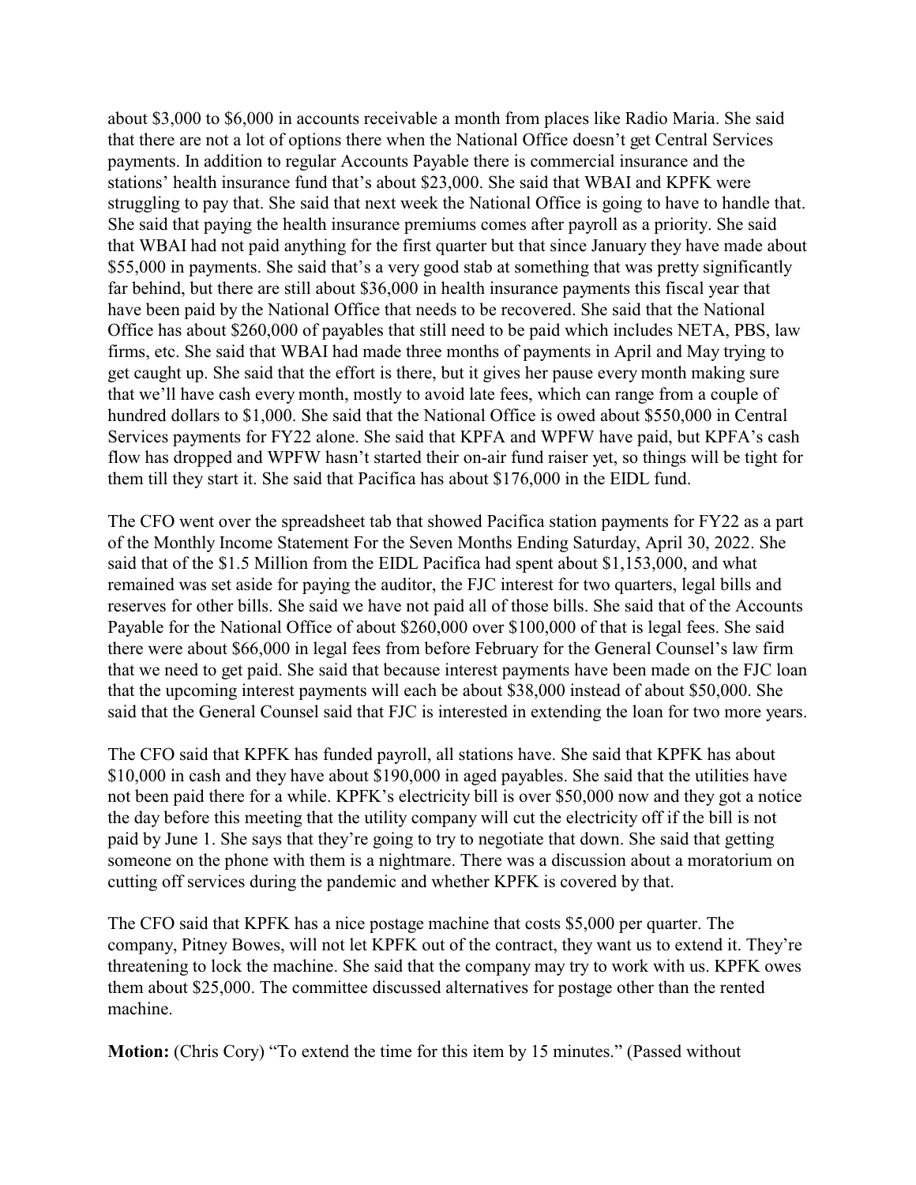about $3,000 to $6,000 in accounts receivable a month from places like Radio Maria. She said that there are not a lot of options there when the National Office doesn't get Central Services payments. In addition to regular Accounts Payable there is commercial insurance and the stations' health insurance fund that's about $23,000. She said that WBAI and KPFK were struggling to pay that. She said that next week the National Office is going to have to handle that. She said that paying the health insurance premiums comes after payroll as a priority. She said that WBAI had not paid anything for the first quarter but that since January they have made about $55,000 in payments. She said that's a very good stab at something that was pretty significantly far behind, but there are still about $36,000 in health insurance payments this fiscal year that have been paid by the National Office that needs to be recovered. She said that the National Office has about $260,000 of payables that still need to be paid which includes NETA, PBS, law firms, etc. She said that WBAI had made three months of payments in April and May trying to get caught up. She said that the effort is there, but it gives her pause every month making sure that we'll have cash every month, mostly to avoid late fees, which can range from a couple of hundred dollars to $1,000. She said that the National Office is owed about $550,000 in Central Services payments for FY22 alone. She said that KPFA and WPFW have paid, but KPFA's cash flow has dropped and WPFW hasn't started their on-air fund raiser yet, so things will be tight for them till they start it. She said that Pacifica has about $176,000 in the EIDL fund.

The CFO went over the spreadsheet tab that showed Pacifica station payments for FY22 as a part of the Monthly Income Statement For the Seven Months Ending Saturday, April 30, 2022. She said that of the $1.5 Million from the EIDL Pacifica had spent about $1,153,000, and what remained was set aside for paying the auditor, the FJC interest for two quarters, legal bills and reserves for other bills. She said we have not paid all of those bills. She said that of the Accounts Payable for the National Office of about $260,000 over $100,000 of that is legal fees. She said there were about $66,000 in legal fees from before February for the General Counsel's law firm that we need to get paid. She said that because interest payments have been made on the FJC loan that the upcoming interest payments will each be about $38,000 instead of about $50,000. She said that the General Counsel said that FJC is interested in extending the loan for two more years.

The CFO said that KPFK has funded payroll, all stations have. She said that KPFK has about $10,000 in cash and they have about $190,000 in aged payables. She said that the utilities have not been paid there for a while. KPFK's electricity bill is over $50,000 now and they got a notice the day before this meeting that the utility company will cut the electricity off if the bill is not paid by June 1. She says that they're going to try to negotiate that down. She said that getting someone on the phone with them is a nightmare. There was a discussion about a moratorium on cutting off services during the pandemic and whether KPFK is covered by that.

The CFO said that KPFK has a nice postage machine that costs $5,000 per quarter. The company, Pitney Bowes, will not let KPFK out of the contract, they want us to extend it. They're threatening to lock the machine. She said that the company may try to work with us. KPFK owes them about $25,000. The committee discussed alternatives for postage other than the rented machine.

**Motion:** (Chris Cory) "To extend the time for this item by 15 minutes." (Passed without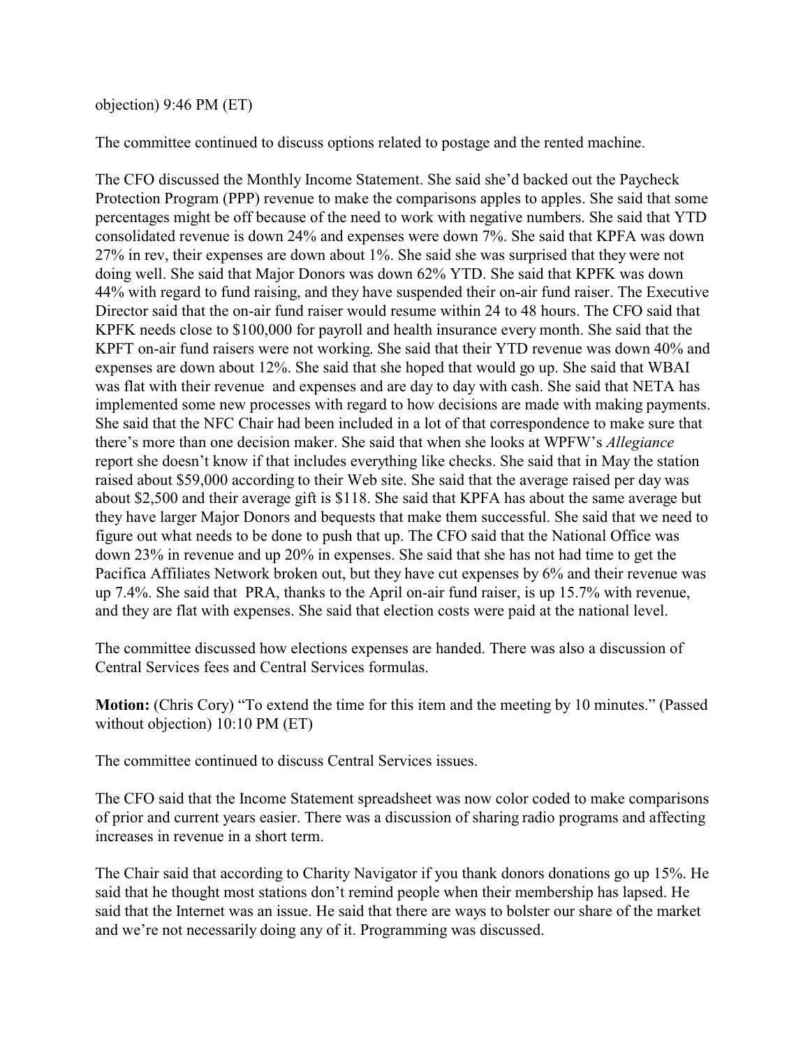objection) 9:46 PM (ET)

The committee continued to discuss options related to postage and the rented machine.

The CFO discussed the Monthly Income Statement. She said she'd backed out the Paycheck Protection Program (PPP) revenue to make the comparisons apples to apples. She said that some percentages might be off because of the need to work with negative numbers. She said that YTD consolidated revenue is down 24% and expenses were down 7%. She said that KPFA was down 27% in rev, their expenses are down about 1%. She said she was surprised that they were not doing well. She said that Major Donors was down 62% YTD. She said that KPFK was down 44% with regard to fund raising, and they have suspended their on-air fund raiser. The Executive Director said that the on-air fund raiser would resume within 24 to 48 hours. The CFO said that KPFK needs close to $100,000 for payroll and health insurance every month. She said that the KPFT on-air fund raisers were not working. She said that their YTD revenue was down 40% and expenses are down about 12%. She said that she hoped that would go up. She said that WBAI was flat with their revenue and expenses and are day to day with cash. She said that NETA has implemented some new processes with regard to how decisions are made with making payments. She said that the NFC Chair had been included in a lot of that correspondence to make sure that there's more than one decision maker. She said that when she looks at WPFW's *Allegiance* report she doesn't know if that includes everything like checks. She said that in May the station raised about $59,000 according to their Web site. She said that the average raised per day was about $2,500 and their average gift is $118. She said that KPFA has about the same average but they have larger Major Donors and bequests that make them successful. She said that we need to figure out what needs to be done to push that up. The CFO said that the National Office was down 23% in revenue and up 20% in expenses. She said that she has not had time to get the Pacifica Affiliates Network broken out, but they have cut expenses by 6% and their revenue was up 7.4%. She said that PRA, thanks to the April on-air fund raiser, is up 15.7% with revenue, and they are flat with expenses. She said that election costs were paid at the national level.

The committee discussed how elections expenses are handed. There was also a discussion of Central Services fees and Central Services formulas.

**Motion:** (Chris Cory) "To extend the time for this item and the meeting by 10 minutes." (Passed without objection) 10:10 PM (ET)

The committee continued to discuss Central Services issues.

The CFO said that the Income Statement spreadsheet was now color coded to make comparisons of prior and current years easier. There was a discussion of sharing radio programs and affecting increases in revenue in a short term.

The Chair said that according to Charity Navigator if you thank donors donations go up 15%. He said that he thought most stations don't remind people when their membership has lapsed. He said that the Internet was an issue. He said that there are ways to bolster our share of the market and we're not necessarily doing any of it. Programming was discussed.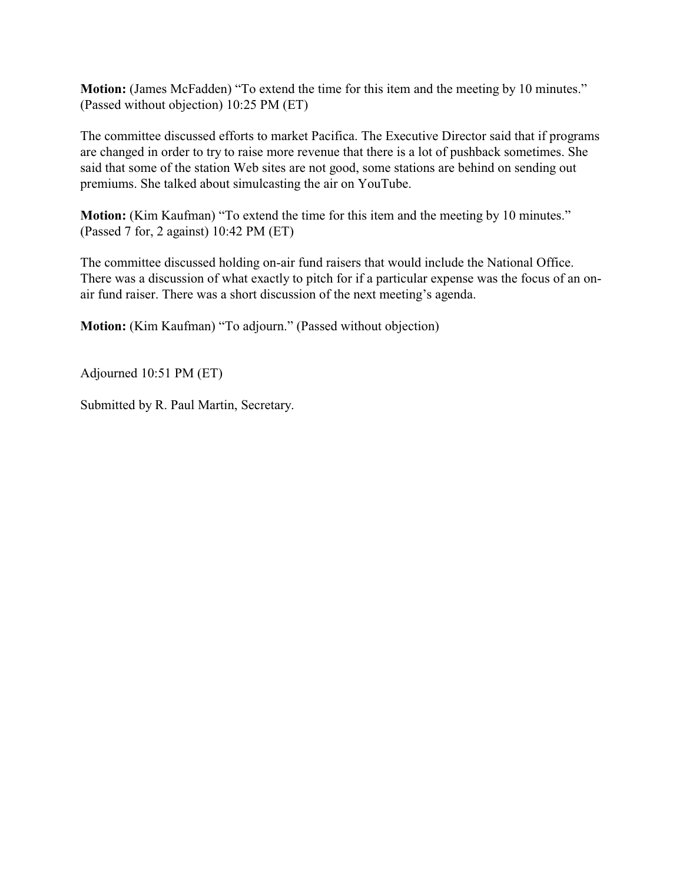**Motion:** (James McFadden) "To extend the time for this item and the meeting by 10 minutes." (Passed without objection) 10:25 PM (ET)

The committee discussed efforts to market Pacifica. The Executive Director said that if programs are changed in order to try to raise more revenue that there is a lot of pushback sometimes. She said that some of the station Web sites are not good, some stations are behind on sending out premiums. She talked about simulcasting the air on YouTube.

**Motion:** (Kim Kaufman) "To extend the time for this item and the meeting by 10 minutes." (Passed 7 for, 2 against) 10:42 PM (ET)

The committee discussed holding on-air fund raisers that would include the National Office. There was a discussion of what exactly to pitch for if a particular expense was the focus of an on-air fund raiser. There was a short discussion of the next meeting's agenda.

**Motion:** (Kim Kaufman) "To adjourn." (Passed without objection)

Adjourned 10:51 PM (ET)

Submitted by R. Paul Martin, Secretary.